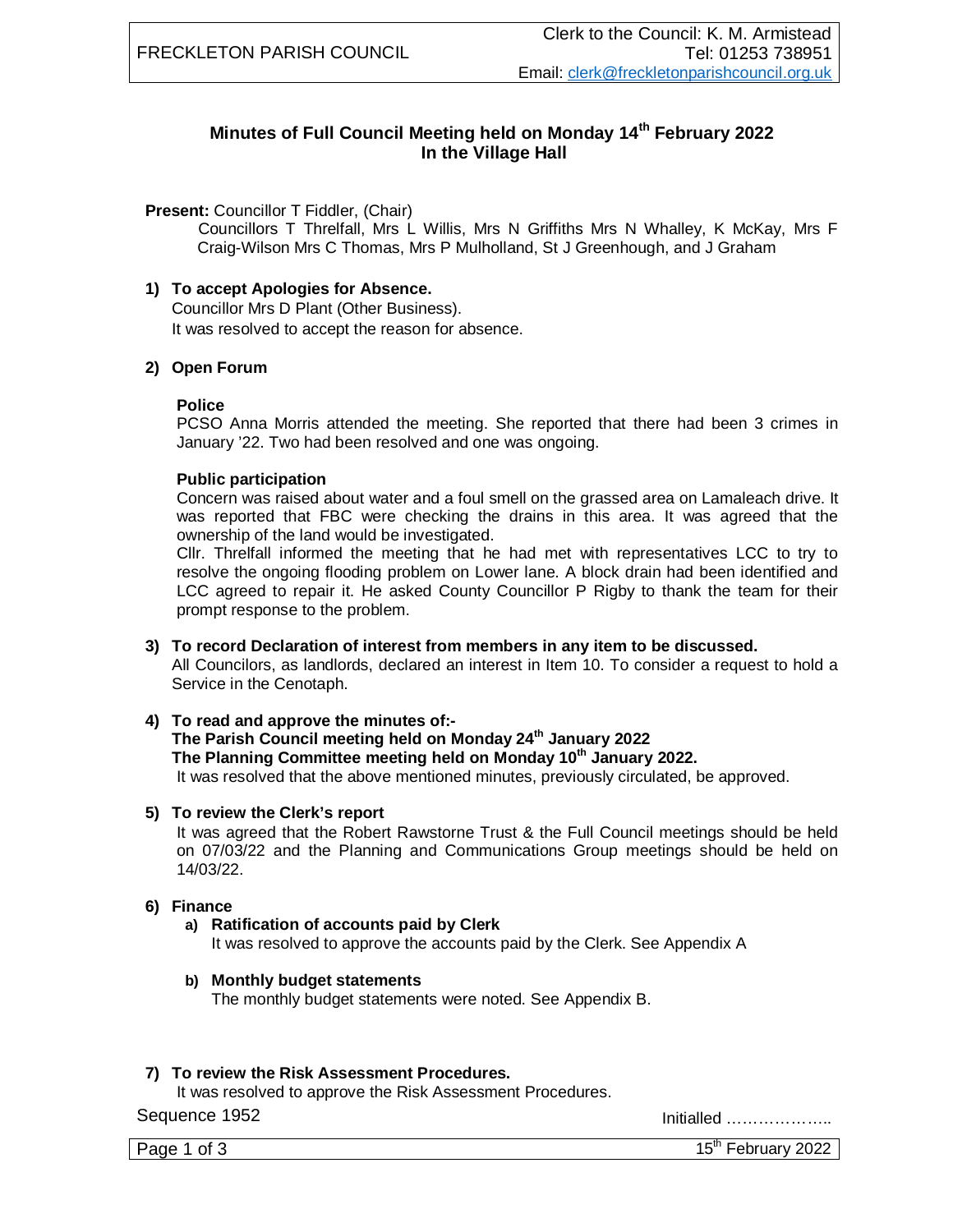# Minutes of Full Council Meeting held on Monday 14th February 2022
## In the Village Hall

**Present:** Councillor T Fiddler, (Chair)

Councillors T Threlfall, Mrs L Willis, Mrs N Griffiths Mrs N Whalley, K McKay, Mrs F Craig-Wilson Mrs C Thomas, Mrs P Mulholland, St J Greenhough, and J Graham

**1) To accept Apologies for Absence.**

Councillor Mrs D Plant (Other Business).
It was resolved to accept the reason for absence.

**2) Open Forum**

**Police**

PCSO Anna Morris attended the meeting. She reported that there had been 3 crimes in January '22. Two had been resolved and one was ongoing.

**Public participation**

Concern was raised about water and a foul smell on the grassed area on Lamaleach drive. It was reported that FBC were checking the drains in this area. It was agreed that the ownership of the land would be investigated.

Cllr. Threlfall informed the meeting that he had met with representatives LCC to try to resolve the ongoing flooding problem on Lower lane. A block drain had been identified and LCC agreed to repair it. He asked County Councillor P Rigby to thank the team for their prompt response to the problem.

**3) To record Declaration of interest from members in any item to be discussed.**

All Councilors, as landlords, declared an interest in Item 10. To consider a request to hold a Service in the Cenotaph.

**4) To read and approve the minutes of:-**
**The Parish Council meeting held on Monday 24th January 2022**
**The Planning Committee meeting held on Monday 10th January 2022.**

It was resolved that the above mentioned minutes, previously circulated, be approved.

**5) To review the Clerk's report**

It was agreed that the Robert Rawstorne Trust & the Full Council meetings should be held on 07/03/22 and the Planning and Communications Group meetings should be held on 14/03/22.

**6) Finance**

**a) Ratification of accounts paid by Clerk**

It was resolved to approve the accounts paid by the Clerk. See Appendix A

**b) Monthly budget statements**

The monthly budget statements were noted. See Appendix B.

**7) To review the Risk Assessment Procedures.**

It was resolved to approve the Risk Assessment Procedures.

Sequence 1952

Initialled ………………..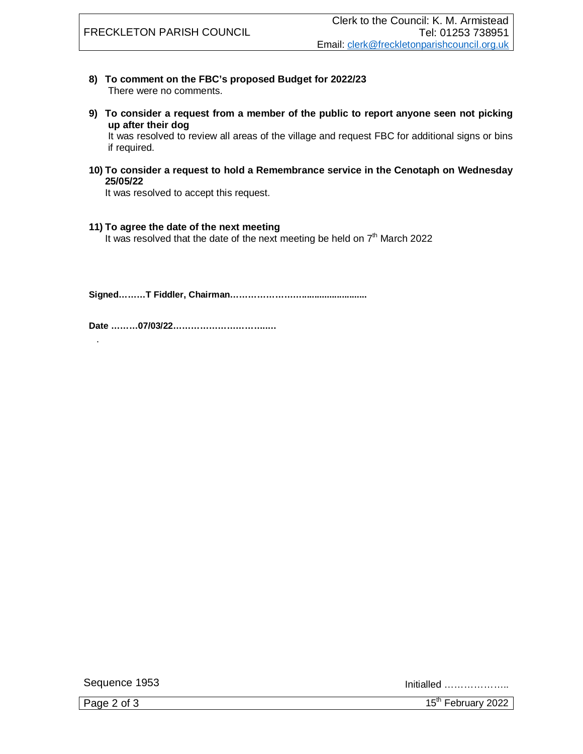**8) To comment on the FBC's proposed Budget for 2022/23**

There were no comments.

**9) To consider a request from a member of the public to report anyone seen not picking up after their dog**

It was resolved to review all areas of the village and request FBC for additional signs or bins if required.

**10) To consider a request to hold a Remembrance service in the Cenotaph on Wednesday 25/05/22**

It was resolved to accept this request.

**11) To agree the date of the next meeting**

It was resolved that the date of the next meeting be held on 7th March 2022

**Signed………T Fiddler, Chairman.…………………….........................**

**Date ………07/03/22…………………………..….**

.

Sequence 1953

Initialled ………………..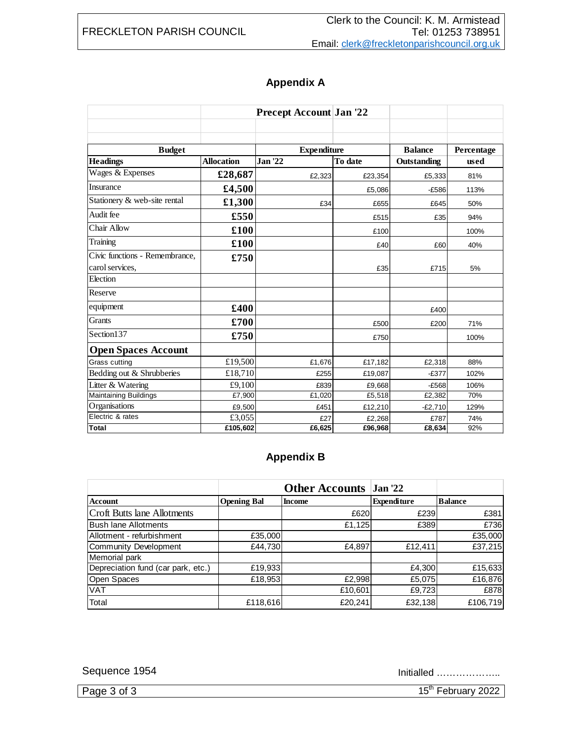## Appendix A

| | Precept Account Jan '22 | | | | |
|---|---|---|---|---|---|
| **Budget** | | **Expenditure** | | **Balance** | **Percentage** |
| **Headings** | **Allocation** | **Jan '22** | **To date** | **Outstanding** | **used** |
| Wages & Expenses | £28,687 | £2,323 | £23,354 | £5,333 | 81% |
| Insurance | £4,500 | | £5,086 | -£586 | 113% |
| Stationery & web-site rental | £1,300 | £34 | £655 | £645 | 50% |
| Audit fee | £550 | | £515 | £35 | 94% |
| Chair Allow | £100 | | £100 | | 100% |
| Training | £100 | | £40 | £60 | 40% |
| Civic functions - Remembrance, carol services, | £750 | | £35 | £715 | 5% |
| Election | | | | | |
| Reserve | | | | | |
| equipment | £400 | | | £400 | |
| Grants | £700 | | £500 | £200 | 71% |
| Section137 | £750 | | £750 | | 100% |
| **Open Spaces Account** | | | | | |
| Grass cutting | £19,500 | £1,676 | £17,182 | £2,318 | 88% |
| Bedding out & Shrubberies | £18,710 | £255 | £19,087 | -£377 | 102% |
| Litter & Watering | £9,100 | £839 | £9,668 | -£568 | 106% |
| Maintaining Buildings | £7,900 | £1,020 | £5,518 | £2,382 | 70% |
| Organisations | £9,500 | £451 | £12,210 | -£2,710 | 129% |
| Electric & rates | £3,055 | £27 | £2,268 | £787 | 74% |
| **Total** | **£105,602** | **£6,625** | **£96,968** | **£8,634** | 92% |

## Appendix B

| | Other Accounts Jan '22 | | | |
|---|---|---|---|---|
| **Account** | **Opening Bal** | **Income** | **Expenditure** | **Balance** |
| Croft Butts lane Allotments | | £620 | £239 | £381 |
| Bush lane Allotments | | £1,125 | £389 | £736 |
| Allotment - refurbishment | £35,000 | | | £35,000 |
| Community Development | £44,730 | £4,897 | £12,411 | £37,215 |
| Memorial park | | | | |
| Depreciation fund (car park, etc.) | £19,933 | | £4,300 | £15,633 |
| Open Spaces | £18,953 | £2,998 | £5,075 | £16,876 |
| VAT | | £10,601 | £9,723 | £878 |
| Total | £118,616 | £20,241 | £32,138 | £106,719 |

Sequence 1954

Initialled ………………..

15th February 2022